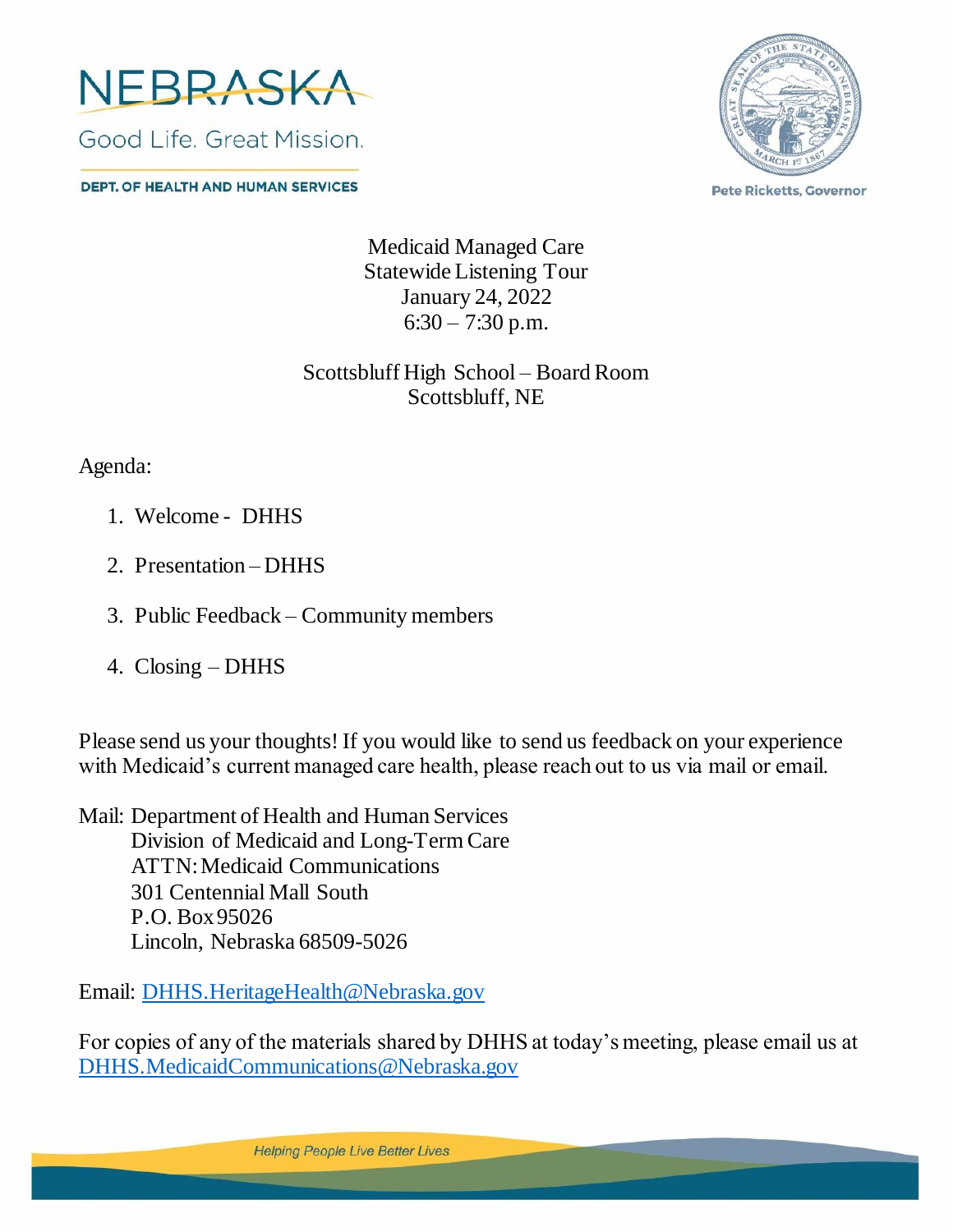NEBRASKA

Good Life. Great Mission.

DEPT. OF HEALTH AND HUMAN SERVICES

Pete Ricketts, Governor

# Medicaid Managed Care
## Statewide Listening Tour
January 24, 2022
6:30 – 7:30 p.m.

Scottsbluff High School – Board Room
Scottsbluff, NE

Agenda:

1. Welcome - DHHS
2. Presentation – DHHS
3. Public Feedback – Community members
4. Closing – DHHS

Please send us your thoughts! If you would like to send us feedback on your experience with Medicaid's current managed care health, please reach out to us via mail or email.

Mail: Department of Health and Human Services
Division of Medicaid and Long-Term Care
ATTN: Medicaid Communications
301 Centennial Mall South
P.O. Box 95026
Lincoln, Nebraska 68509-5026

Email: DHHS.HeritageHealth@Nebraska.gov

For copies of any of the materials shared by DHHS at today's meeting, please email us at DHHS.MedicaidCommunications@Nebraska.gov

Helping People Live Better Lives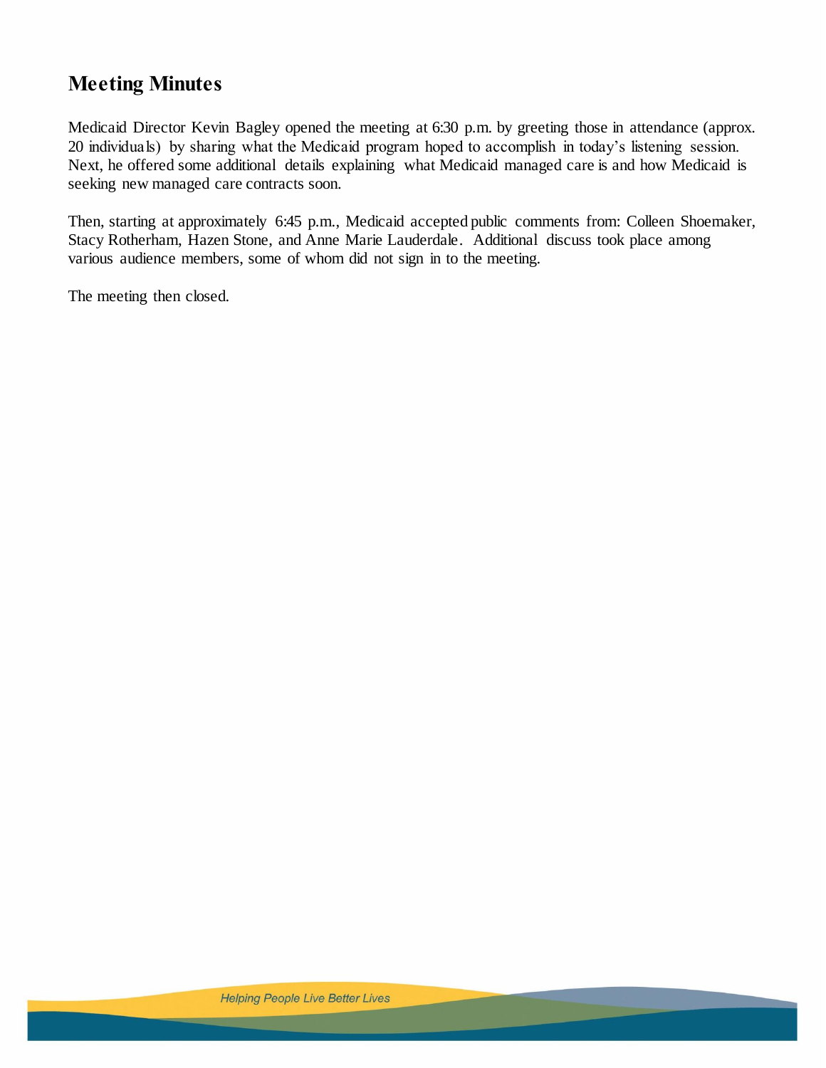## Meeting Minutes

Medicaid Director Kevin Bagley opened the meeting at 6:30 p.m. by greeting those in attendance (approx. 20 individuals) by sharing what the Medicaid program hoped to accomplish in today's listening session. Next, he offered some additional details explaining what Medicaid managed care is and how Medicaid is seeking new managed care contracts soon.

Then, starting at approximately 6:45 p.m., Medicaid accepted public comments from: Colleen Shoemaker, Stacy Rotherham, Hazen Stone, and Anne Marie Lauderdale. Additional discuss took place among various audience members, some of whom did not sign in to the meeting.

The meeting then closed.